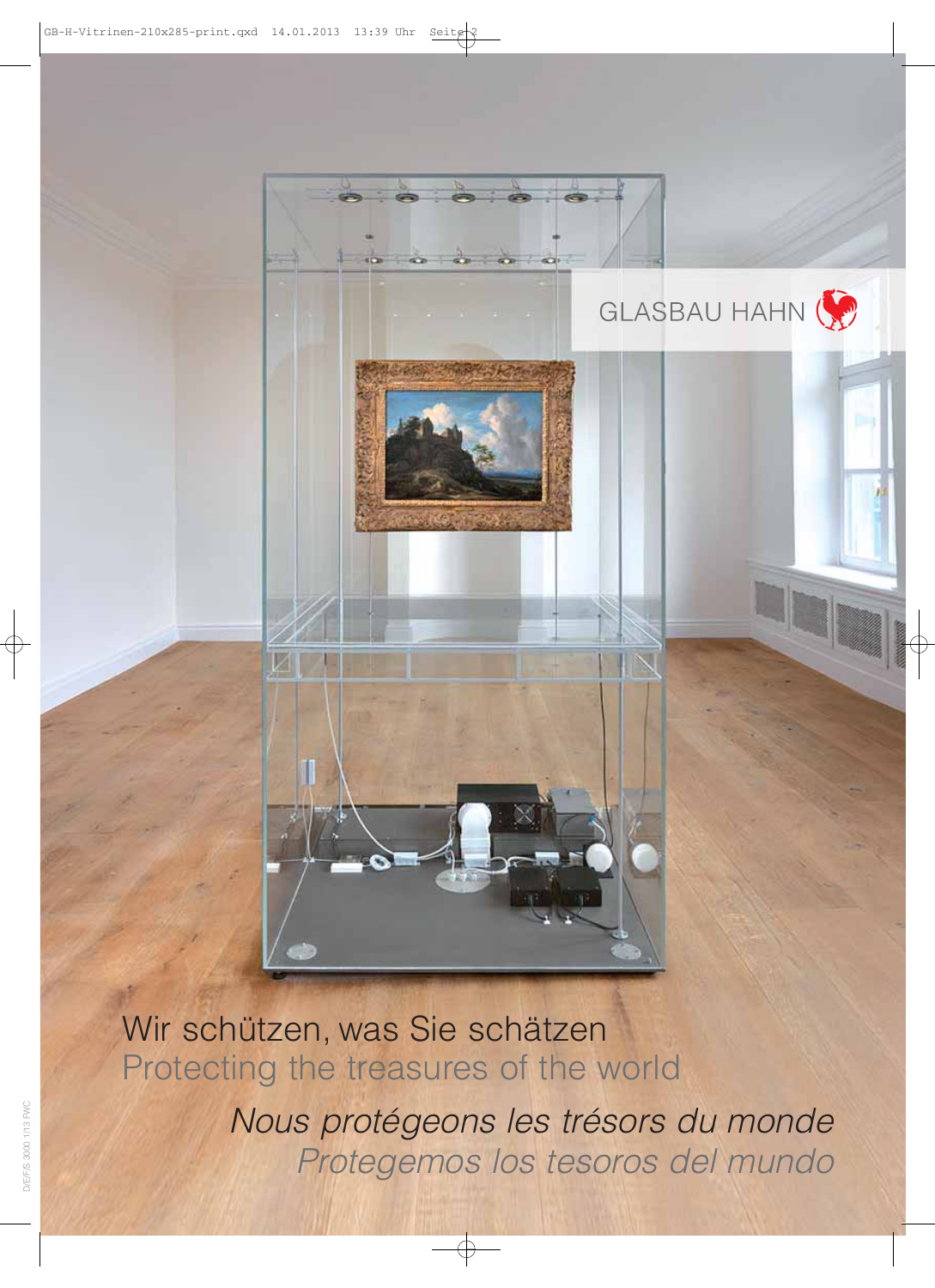GLASBAU HAHN

Wir schützen, was Sie schätzen

Protecting the treasures of the world

*Nous protégeons les trésors du monde*

*Protegemos los tesoros del mundo*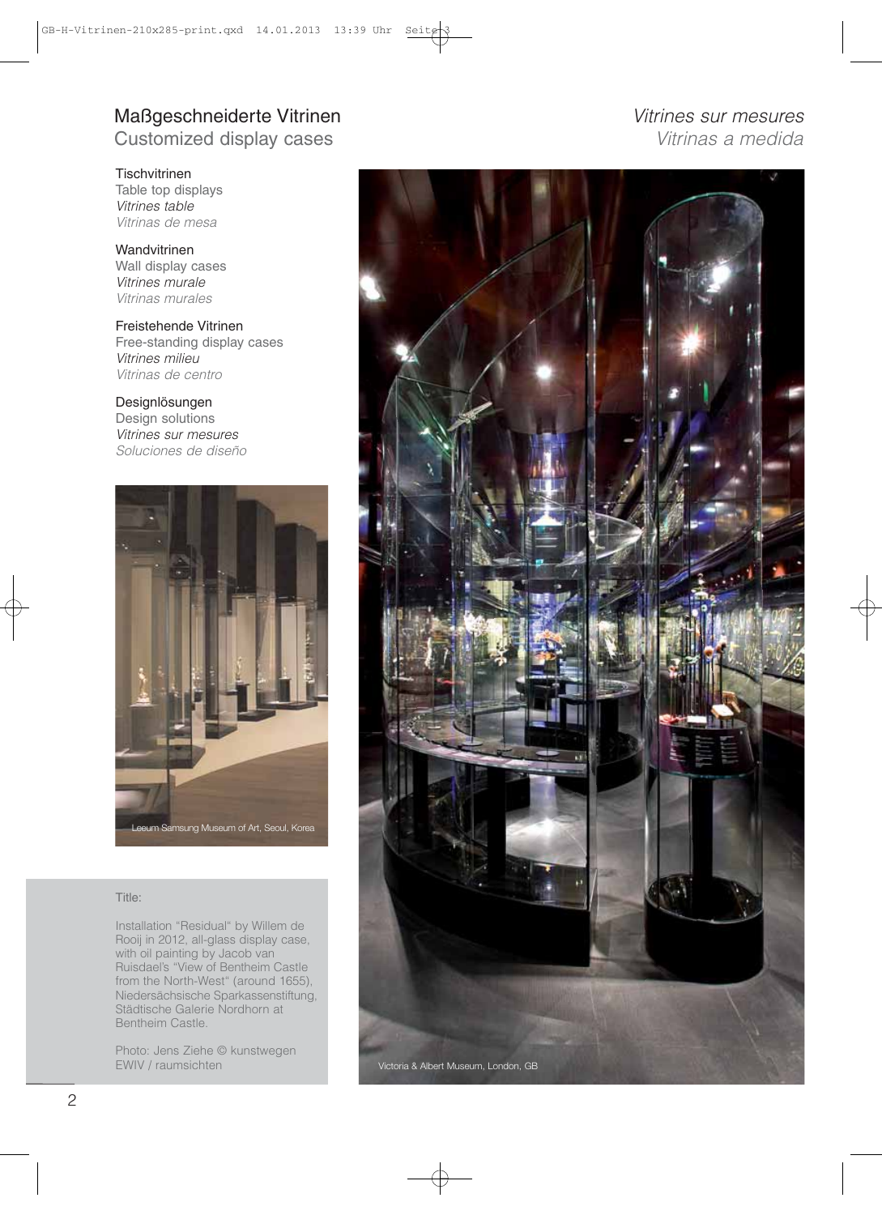## Maßgeschneiderte Vitrinen
## Customized display cases

## *Vitrines sur mesures*
## *Vitrinas a medida*

Tischvitrinen
Table top displays
*Vitrines table*
*Vitrinas de mesa*

Wandvitrinen
Wall display cases
*Vitrines murale*
*Vitrinas murales*

Freistehende Vitrinen
Free-standing display cases
*Vitrines milieu*
*Vitrinas de centro*

Designlösungen
Design solutions
*Vitrines sur mesures*
*Soluciones de diseño*

Leeum Samsung Museum of Art, Seoul, Korea

Title:

Installation "Residual" by Willem de Rooij in 2012, all-glass display case, with oil painting by Jacob van Ruisdael's "View of Bentheim Castle from the North-West" (around 1655), Niedersächsische Sparkassenstiftung, Städtische Galerie Nordhorn at Bentheim Castle.

Photo: Jens Ziehe © kunstwegen EWIV / raumsichten

Victoria & Albert Museum, London, GB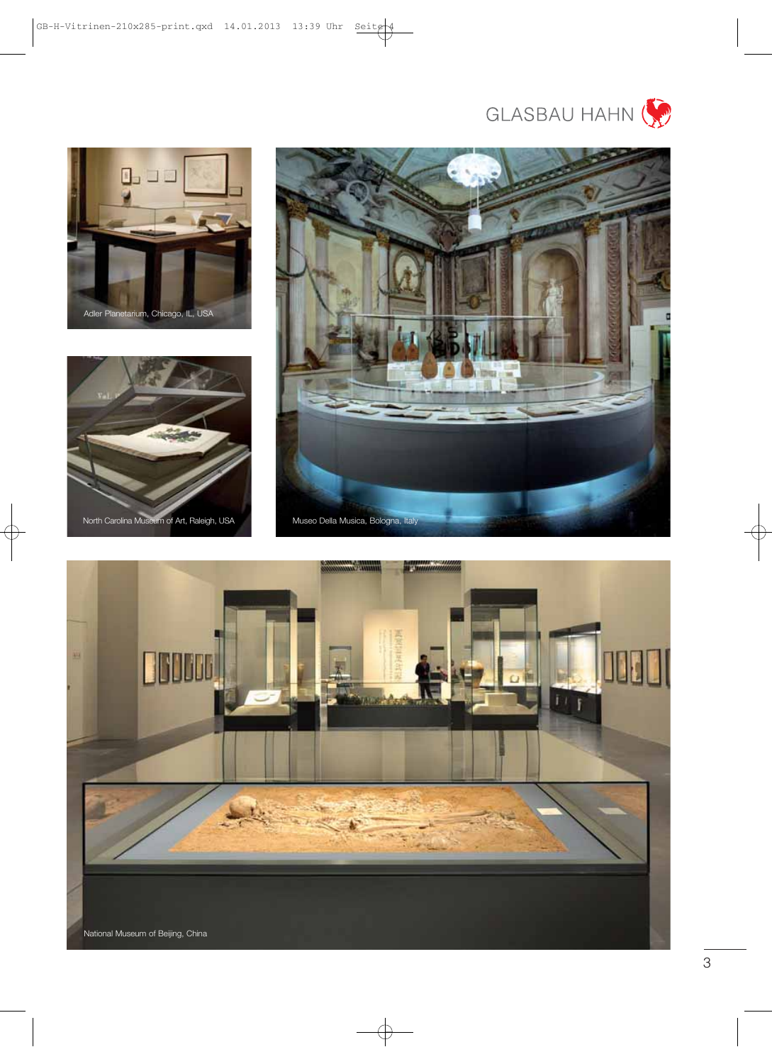Adler Planetarium, Chicago, IL, USA

North Carolina Museum of Art, Raleigh, USA

Museo Della Musica, Bologna, Italy

National Museum of Beijing, China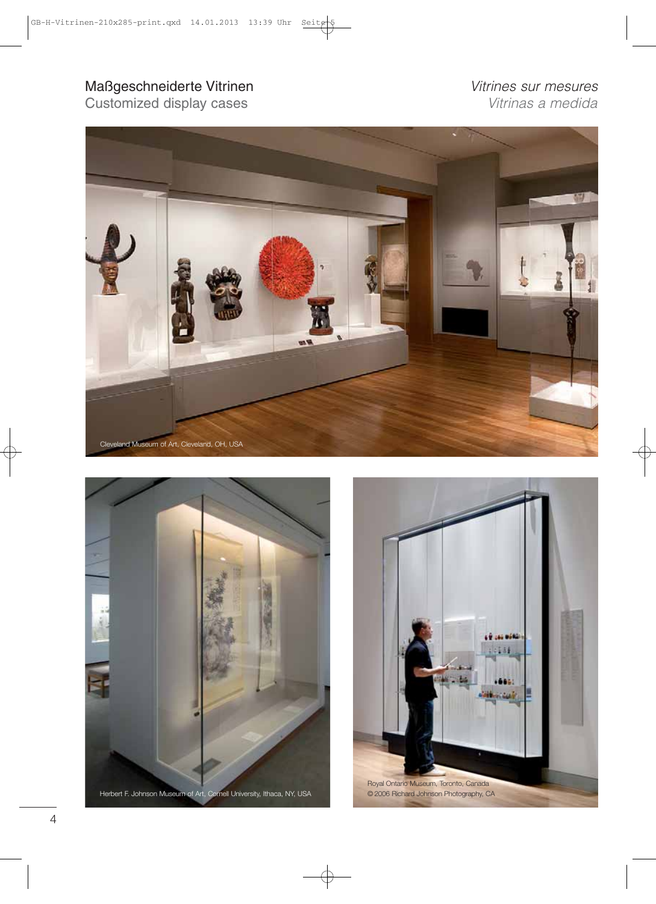## Maßgeschneiderte Vitrinen
## Customized display cases

## *Vitrines sur mesures*
## *Vitrinas a medida*

Cleveland Museum of Art, Cleveland, OH, USA

Herbert F. Johnson Museum of Art, Cornell University, Ithaca, NY, USA

Royal Ontario Museum, Toronto, Canada
© 2006 Richard Johnson Photography, CA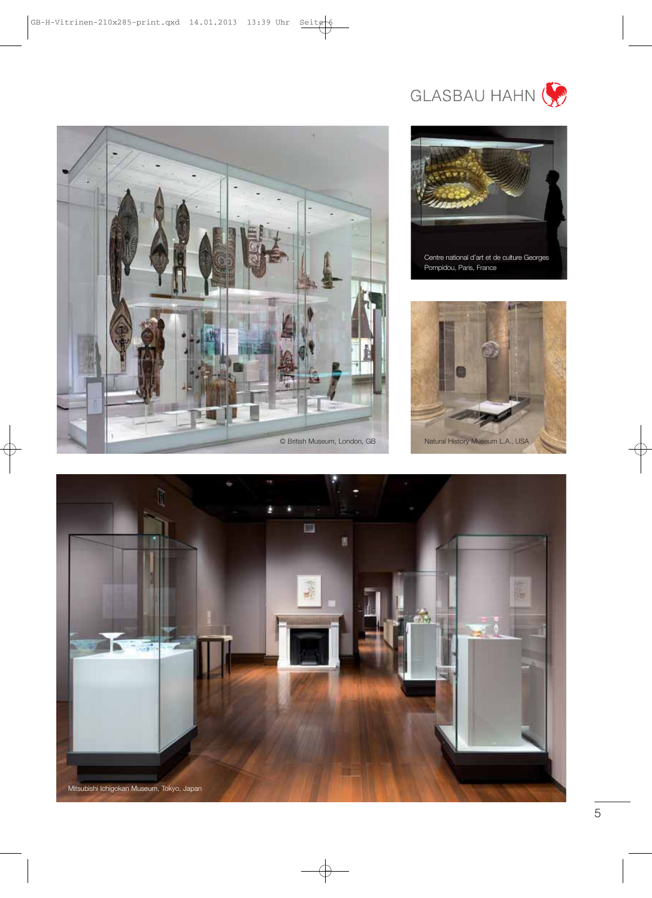GLASBAU HAHN

© British Museum, London, GB

Centre national d'art et de culture Georges Pompidou, Paris, France

Natural History Museum L.A., USA

Mitsubishi Ichigokan Museum, Tokyo, Japan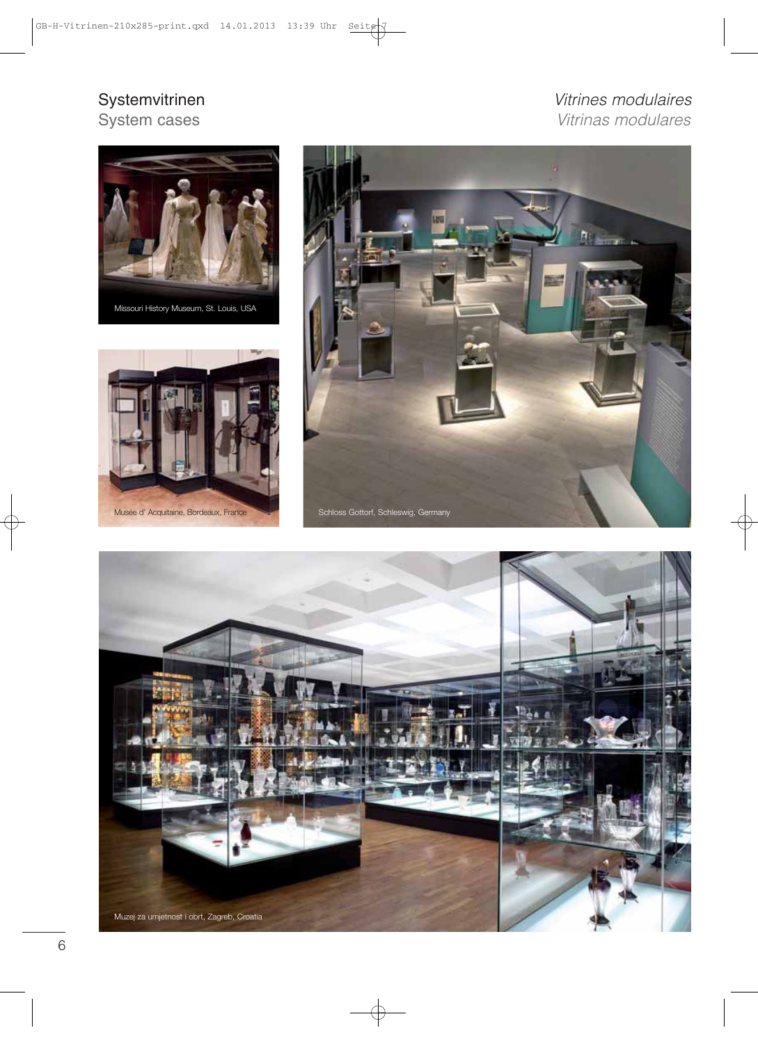## Systemvitrinen
## System cases

## *Vitrines modulaires*
## *Vitrinas modulares*

Missouri History Museum, St. Louis, USA

Musée d' Acquitaine, Bordeaux, France

Schloss Gottorf, Schleswig, Germany

Muzej za umjetnost i obrt, Zagreb, Croatia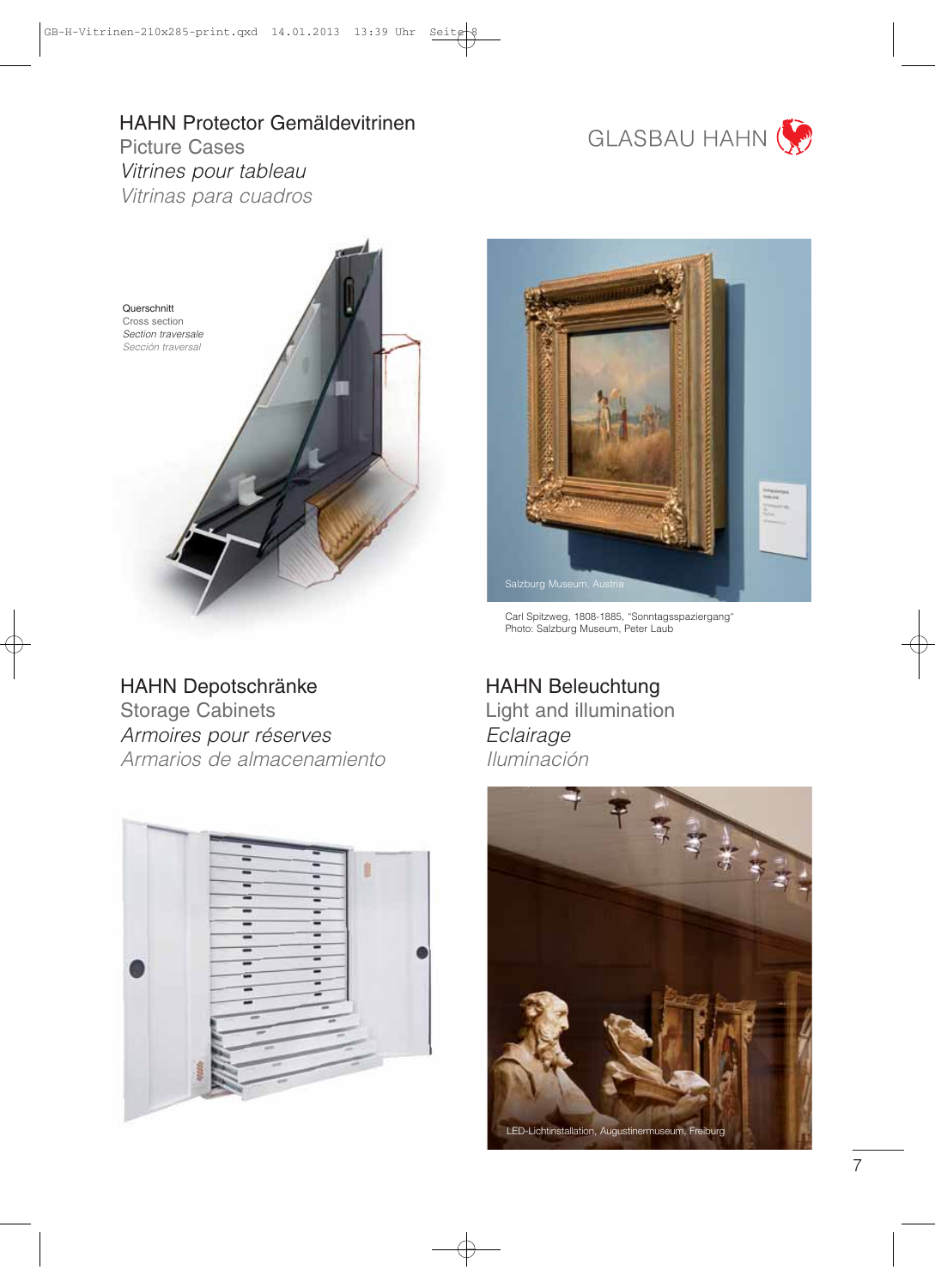## HAHN Protector Gemäldevitrinen

Picture Cases

*Vitrines pour tableau*

*Vitrinas para cuadros*

GLASBAU HAHN

Querschnitt
Cross section
*Section traversale*
*Sección traversal*

Salzburg Museum, Austria

Carl Spitzweg, 1808-1885, "Sonntagsspaziergang"
Photo: Salzburg Museum, Peter Laub

## HAHN Depotschränke

Storage Cabinets

*Armoires pour réserves*

*Armarios de almacenamiento*

## HAHN Beleuchtung

Light and illumination

*Eclairage*

*Iluminación*

LED-Lichtinstallation, Augustinermuseum, Freiburg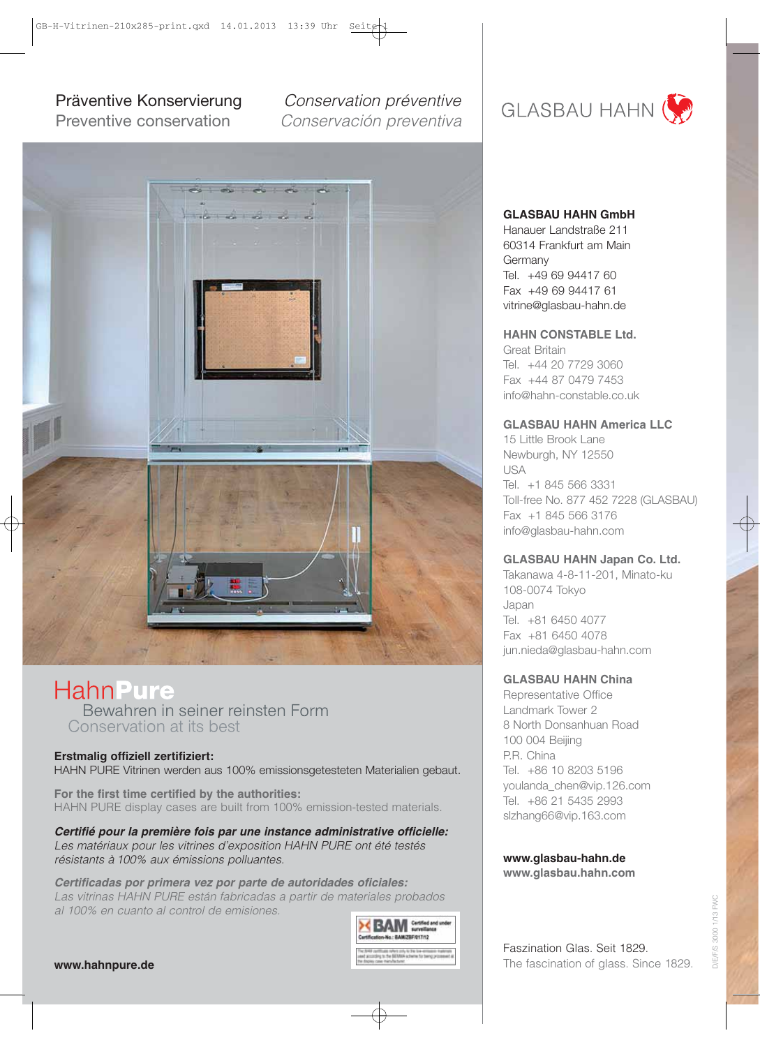Präventive Konservierung
Preventive conservation

*Conservation préventive*
*Conservación preventiva*

GLASBAU HAHN

# HahnPure

Bewahren in seiner reinsten Form
Conservation at its best

**Erstmalig offiziell zertifiziert:**
HAHN PURE Vitrinen werden aus 100% emissionsgetesteten Materialien gebaut.

**For the first time certified by the authorities:**
HAHN PURE display cases are built from 100% emission-tested materials.

***Certifié pour la première fois par une instance administrative officielle:***
*Les matériaux pour les vitrines d'exposition HAHN PURE ont été testés résistants à 100% aux émissions polluantes.*

***Certificadas por primera vez por parte de autoridades oficiales:***
*Las vitrinas HAHN PURE están fabricadas a partir de materiales probados al 100% en cuanto al control de emisiones.*

**www.hahnpure.de**

**GLASBAU HAHN GmbH**
Hanauer Landstraße 211
60314 Frankfurt am Main
Germany
Tel. +49 69 94417 60
Fax +49 69 94417 61
vitrine@glasbau-hahn.de

**HAHN CONSTABLE Ltd.**
Great Britain
Tel. +44 20 7729 3060
Fax +44 87 0479 7453
info@hahn-constable.co.uk

**GLASBAU HAHN America LLC**
15 Little Brook Lane
Newburgh, NY 12550
USA
Tel. +1 845 566 3331
Toll-free No. 877 452 7228 (GLASBAU)
Fax +1 845 566 3176
info@glasbau-hahn.com

**GLASBAU HAHN Japan Co. Ltd.**
Takanawa 4-8-11-201, Minato-ku
108-0074 Tokyo
Japan
Tel. +81 6450 4077
Fax +81 6450 4078
jun.nieda@glasbau-hahn.com

**GLASBAU HAHN China**
Representative Office
Landmark Tower 2
8 North Donsanhuan Road
100 004 Beijing
P.R. China
Tel. +86 10 8203 5196
youlanda_chen@vip.126.com
Tel. +86 21 5435 2993
slzhang66@vip.163.com

**www.glasbau-hahn.de**
**www.glasbau.hahn.com**

Faszination Glas. Seit 1829.
The fascination of glass. Since 1829.

D/E/F/S 3000 1/13 FWC